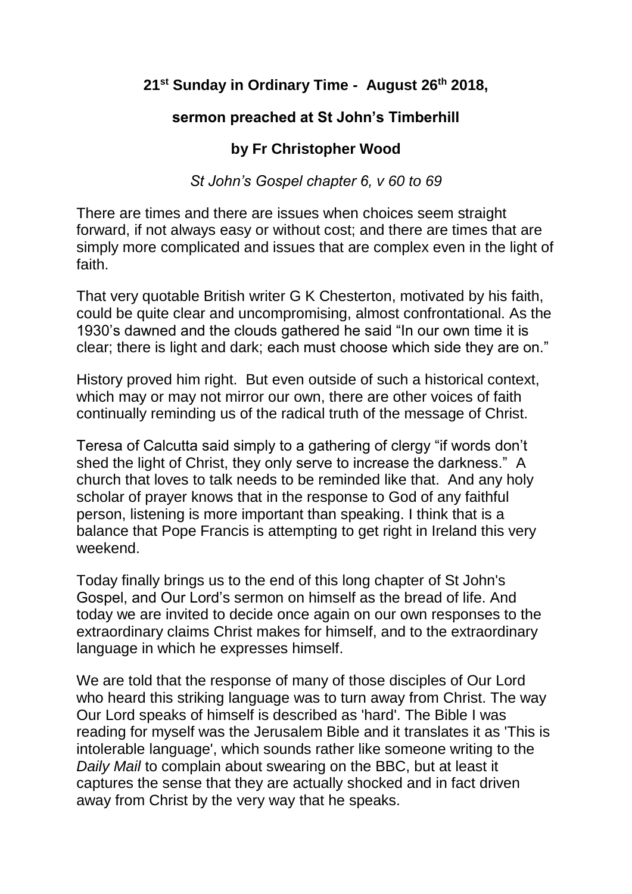**21st Sunday in Ordinary Time - August 26th 2018,**

**sermon preached at St John's Timberhill**

**by Fr Christopher Wood**

*St John's Gospel chapter 6, v 60 to 69*

There are times and there are issues when choices seem straight forward, if not always easy or without cost; and there are times that are simply more complicated and issues that are complex even in the light of faith.

That very quotable British writer G K Chesterton, motivated by his faith, could be quite clear and uncompromising, almost confrontational. As the 1930's dawned and the clouds gathered he said "In our own time it is clear; there is light and dark; each must choose which side they are on."

History proved him right. But even outside of such a historical context, which may or may not mirror our own, there are other voices of faith continually reminding us of the radical truth of the message of Christ.

Teresa of Calcutta said simply to a gathering of clergy "if words don't shed the light of Christ, they only serve to increase the darkness." A church that loves to talk needs to be reminded like that. And any holy scholar of prayer knows that in the response to God of any faithful person, listening is more important than speaking. I think that is a balance that Pope Francis is attempting to get right in Ireland this very weekend.

Today finally brings us to the end of this long chapter of St John's Gospel, and Our Lord's sermon on himself as the bread of life. And today we are invited to decide once again on our own responses to the extraordinary claims Christ makes for himself, and to the extraordinary language in which he expresses himself.

We are told that the response of many of those disciples of Our Lord who heard this striking language was to turn away from Christ. The way Our Lord speaks of himself is described as 'hard'. The Bible I was reading for myself was the Jerusalem Bible and it translates it as 'This is intolerable language', which sounds rather like someone writing to the *Daily Mail* to complain about swearing on the BBC, but at least it captures the sense that they are actually shocked and in fact driven away from Christ by the very way that he speaks.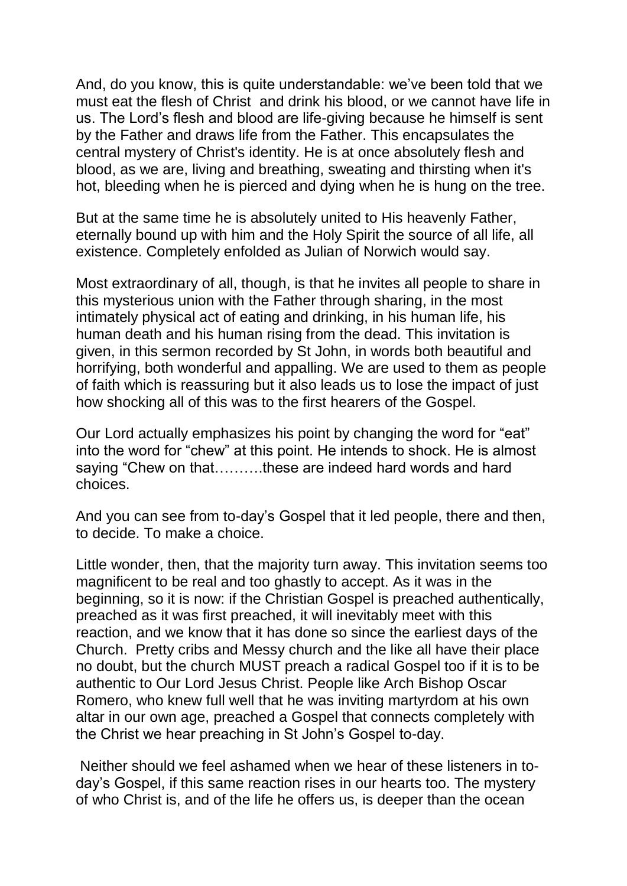And, do you know, this is quite understandable: we've been told that we must eat the flesh of Christ  and drink his blood, or we cannot have life in us. The Lord's flesh and blood are life-giving because he himself is sent by the Father and draws life from the Father. This encapsulates the central mystery of Christ's identity. He is at once absolutely flesh and blood, as we are, living and breathing, sweating and thirsting when it's hot, bleeding when he is pierced and dying when he is hung on the tree.

But at the same time he is absolutely united to His heavenly Father, eternally bound up with him and the Holy Spirit the source of all life, all existence. Completely enfolded as Julian of Norwich would say.

Most extraordinary of all, though, is that he invites all people to share in this mysterious union with the Father through sharing, in the most intimately physical act of eating and drinking, in his human life, his human death and his human rising from the dead. This invitation is given, in this sermon recorded by St John, in words both beautiful and horrifying, both wonderful and appalling. We are used to them as people of faith which is reassuring but it also leads us to lose the impact of just how shocking all of this was to the first hearers of the Gospel.

Our Lord actually emphasizes his point by changing the word for "eat" into the word for "chew" at this point. He intends to shock. He is almost saying "Chew on that……….these are indeed hard words and hard choices.

And you can see from to-day's Gospel that it led people, there and then, to decide. To make a choice.

Little wonder, then, that the majority turn away. This invitation seems too magnificent to be real and too ghastly to accept. As it was in the beginning, so it is now: if the Christian Gospel is preached authentically, preached as it was first preached, it will inevitably meet with this reaction, and we know that it has done so since the earliest days of the Church.  Pretty cribs and Messy church and the like all have their place no doubt, but the church MUST preach a radical Gospel too if it is to be authentic to Our Lord Jesus Christ. People like Arch Bishop Oscar Romero, who knew full well that he was inviting martyrdom at his own altar in our own age, preached a Gospel that connects completely with the Christ we hear preaching in St John's Gospel to-day.

Neither should we feel ashamed when we hear of these listeners in to-day's Gospel, if this same reaction rises in our hearts too. The mystery of who Christ is, and of the life he offers us, is deeper than the ocean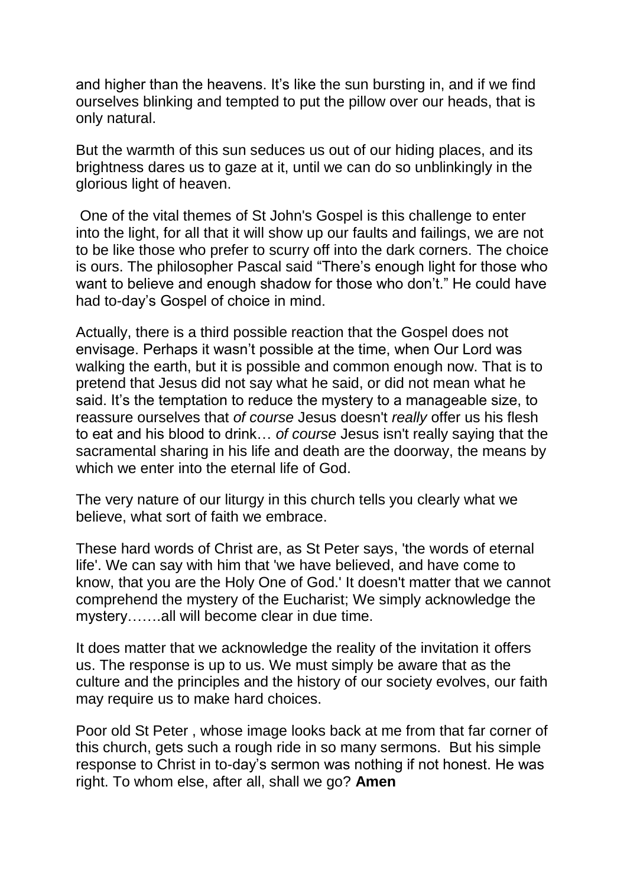and higher than the heavens. It's like the sun bursting in, and if we find ourselves blinking and tempted to put the pillow over our heads, that is only natural.

But the warmth of this sun seduces us out of our hiding places, and its brightness dares us to gaze at it, until we can do so unblinkingly in the glorious light of heaven.

One of the vital themes of St John's Gospel is this challenge to enter into the light, for all that it will show up our faults and failings, we are not to be like those who prefer to scurry off into the dark corners. The choice is ours. The philosopher Pascal said "There's enough light for those who want to believe and enough shadow for those who don't." He could have had to-day's Gospel of choice in mind.

Actually, there is a third possible reaction that the Gospel does not envisage. Perhaps it wasn't possible at the time, when Our Lord was walking the earth, but it is possible and common enough now. That is to pretend that Jesus did not say what he said, or did not mean what he said. It's the temptation to reduce the mystery to a manageable size, to reassure ourselves that *of course* Jesus doesn't *really* offer us his flesh to eat and his blood to drink… *of course* Jesus isn't really saying that the sacramental sharing in his life and death are the doorway, the means by which we enter into the eternal life of God.

The very nature of our liturgy in this church tells you clearly what we believe, what sort of faith we embrace.

These hard words of Christ are, as St Peter says, 'the words of eternal life'. We can say with him that 'we have believed, and have come to know, that you are the Holy One of God.' It doesn't matter that we cannot comprehend the mystery of the Eucharist; We simply acknowledge the mystery…….all will become clear in due time.

It does matter that we acknowledge the reality of the invitation it offers us. The response is up to us. We must simply be aware that as the culture and the principles and the history of our society evolves, our faith may require us to make hard choices.

Poor old St Peter , whose image looks back at me from that far corner of this church, gets such a rough ride in so many sermons. But his simple response to Christ in to-day's sermon was nothing if not honest. He was right. To whom else, after all, shall we go? **Amen**